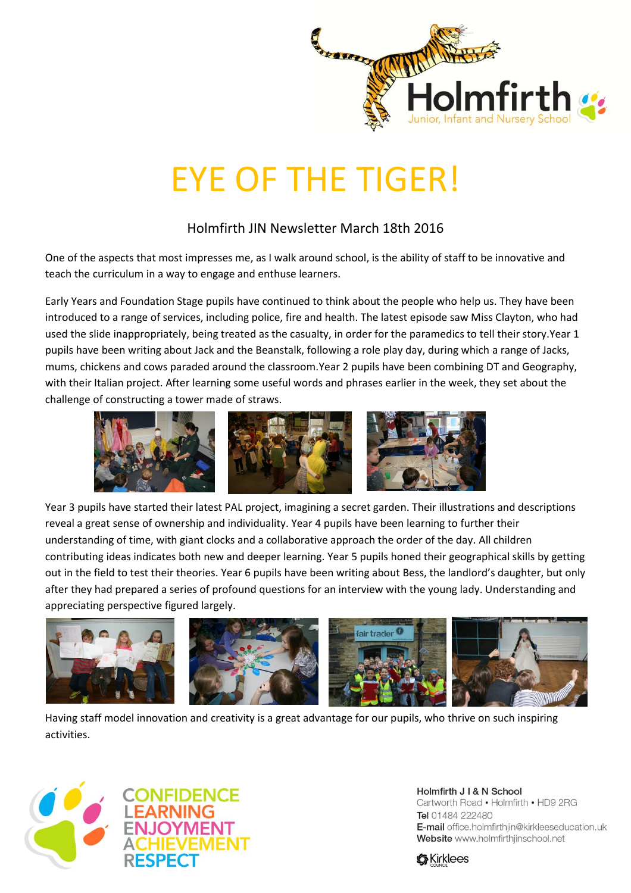Holmfirth
Junior, Infant and Nursery School

# EYE OF THE TIGER!

Holmfirth JIN Newsletter March 18th 2016

One of the aspects that most impresses me, as I walk around school, is the ability of staff to be innovative and teach the curriculum in a way to engage and enthuse learners.

Early Years and Foundation Stage pupils have continued to think about the people who help us. They have been introduced to a range of services, including police, fire and health. The latest episode saw Miss Clayton, who had used the slide inappropriately, being treated as the casualty, in order for the paramedics to tell their story.Year 1 pupils have been writing about Jack and the Beanstalk, following a role play day, during which a range of Jacks, mums, chickens and cows paraded around the classroom.Year 2 pupils have been combining DT and Geography, with their Italian project. After learning some useful words and phrases earlier in the week, they set about the challenge of constructing a tower made of straws.

Year 3 pupils have started their latest PAL project, imagining a secret garden. Their illustrations and descriptions reveal a great sense of ownership and individuality. Year 4 pupils have been learning to further their understanding of time, with giant clocks and a collaborative approach the order of the day. All children contributing ideas indicates both new and deeper learning. Year 5 pupils honed their geographical skills by getting out in the field to test their theories. Year 6 pupils have been writing about Bess, the landlord's daughter, but only after they had prepared a series of profound questions for an interview with the young lady. Understanding and appreciating perspective figured largely.

Having staff model innovation and creativity is a great advantage for our pupils, who thrive on such inspiring activities.

CONFIDENCE
LEARNING
ENJOYMENT
ACHIEVEMENT
RESPECT

**Holmfirth J I & N School**
Cartworth Road • Holmfirth • HD9 2RG
**Tel** 01484 222480
**E-mail** office.holmfirthjin@kirkleeseducation.uk
**Website** www.holmfirthjinschool.net

Kirklees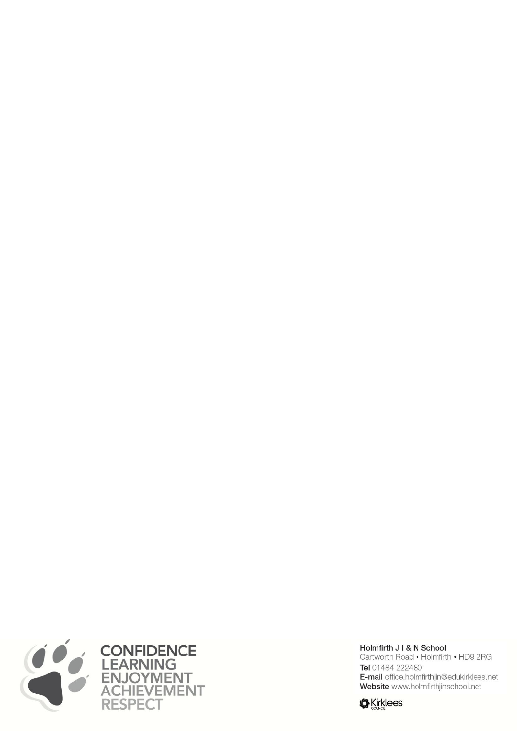CONFIDENCE
LEARNING
ENJOYMENT
ACHIEVEMENT
RESPECT

**Holmfirth J I & N School**
Cartworth Road • Holmfirth • HD9 2RG
**Tel** 01484 222480
**E-mail** office.holmfirthjin@edukirklees.net
**Website** www.holmfirthjinschool.net

Kirklees COUNCIL